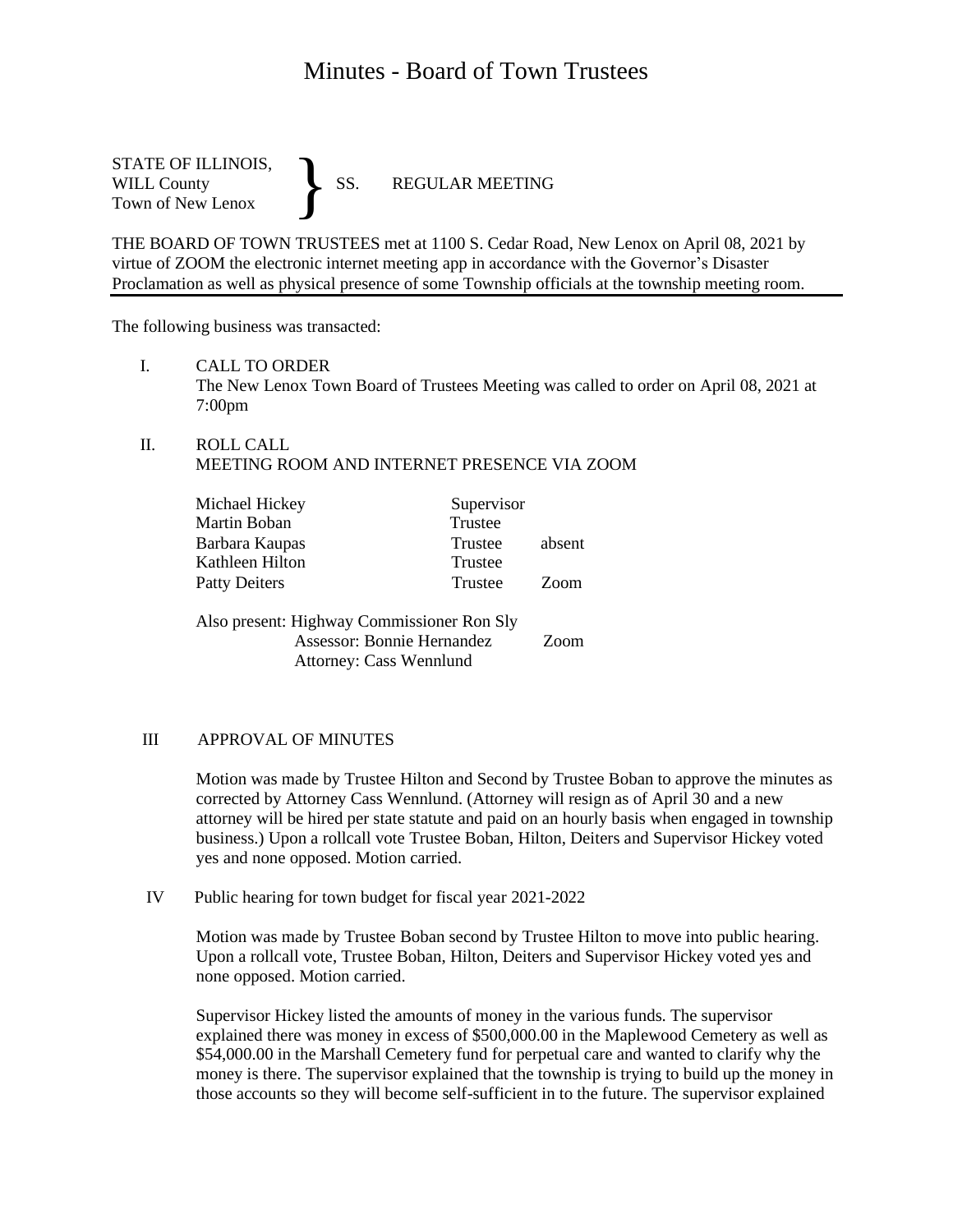# Minutes - Board of Town Trustees

STATE OF ILLINOIS,
WILL County
Town of New Lenox

} SS. REGULAR MEETING

THE BOARD OF TOWN TRUSTEES met at 1100 S. Cedar Road, New Lenox on April 08, 2021 by virtue of ZOOM the electronic internet meeting app in accordance with the Governor's Disaster Proclamation as well as physical presence of some Township officials at the township meeting room.

---

The following business was transacted:

I. CALL TO ORDER
The New Lenox Town Board of Trustees Meeting was called to order on April 08, 2021 at 7:00pm

II. ROLL CALL
MEETING ROOM AND INTERNET PRESENCE VIA ZOOM

| | | |
|---|---|---|
| Michael Hickey | Supervisor | |
| Martin Boban | Trustee | |
| Barbara Kaupas | Trustee | absent |
| Kathleen Hilton | Trustee | |
| Patty Deiters | Trustee | Zoom |

Also present: Highway Commissioner Ron Sly
Assessor: Bonnie Hernandez Zoom
Attorney: Cass Wennlund

III APPROVAL OF MINUTES

Motion was made by Trustee Hilton and Second by Trustee Boban to approve the minutes as corrected by Attorney Cass Wennlund. (Attorney will resign as of April 30 and a new attorney will be hired per state statute and paid on an hourly basis when engaged in township business.) Upon a rollcall vote Trustee Boban, Hilton, Deiters and Supervisor Hickey voted yes and none opposed. Motion carried.

IV Public hearing for town budget for fiscal year 2021-2022

Motion was made by Trustee Boban second by Trustee Hilton to move into public hearing. Upon a rollcall vote, Trustee Boban, Hilton, Deiters and Supervisor Hickey voted yes and none opposed. Motion carried.

Supervisor Hickey listed the amounts of money in the various funds. The supervisor explained there was money in excess of $500,000.00 in the Maplewood Cemetery as well as $54,000.00 in the Marshall Cemetery fund for perpetual care and wanted to clarify why the money is there. The supervisor explained that the township is trying to build up the money in those accounts so they will become self-sufficient in to the future. The supervisor explained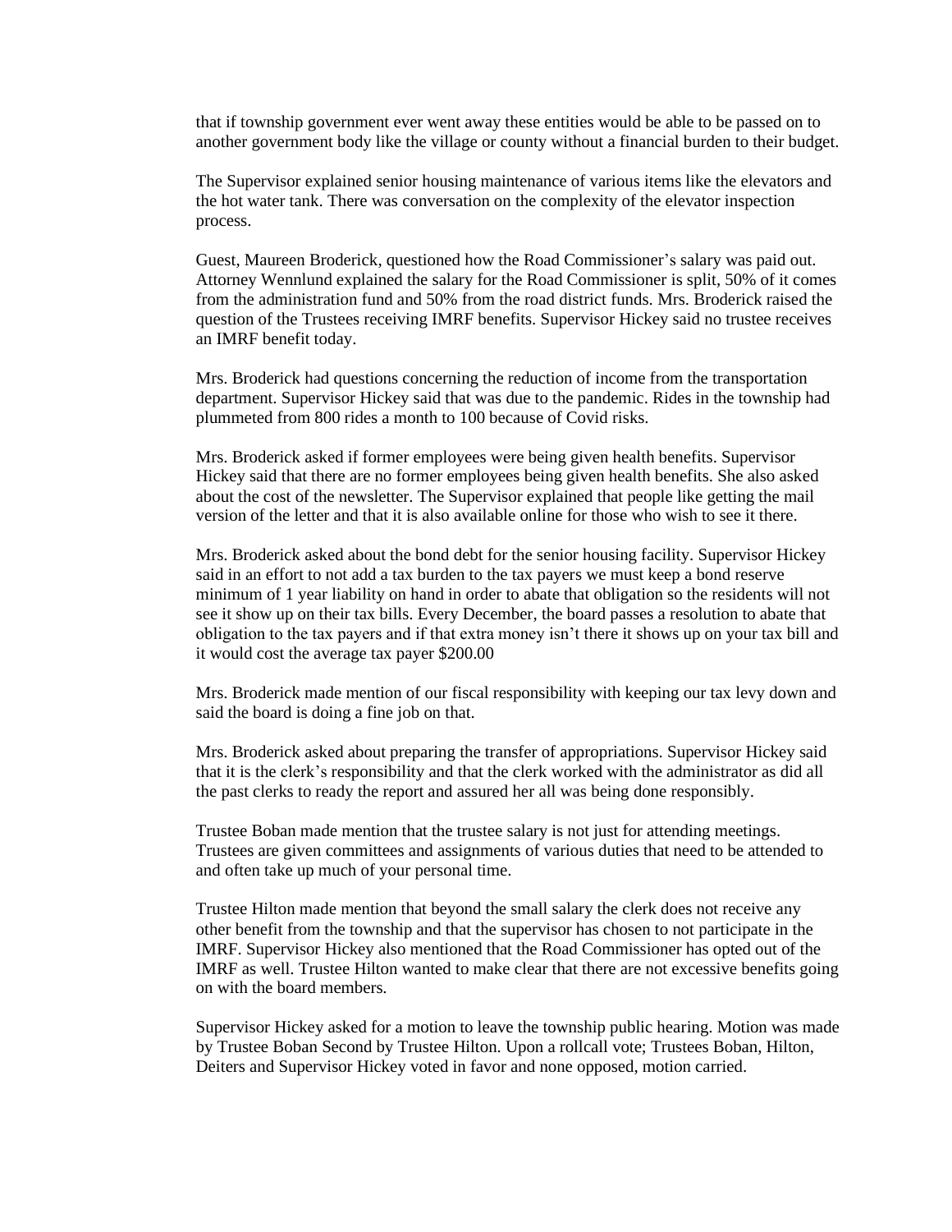that if township government ever went away these entities would be able to be passed on to another government body like the village or county without a financial burden to their budget.

The Supervisor explained senior housing maintenance of various items like the elevators and the hot water tank. There was conversation on the complexity of the elevator inspection process.

Guest, Maureen Broderick, questioned how the Road Commissioner's salary was paid out. Attorney Wennlund explained the salary for the Road Commissioner is split, 50% of it comes from the administration fund and 50% from the road district funds. Mrs. Broderick raised the question of the Trustees receiving IMRF benefits. Supervisor Hickey said no trustee receives an IMRF benefit today.

Mrs. Broderick had questions concerning the reduction of income from the transportation department. Supervisor Hickey said that was due to the pandemic. Rides in the township had plummeted from 800 rides a month to 100 because of Covid risks.

Mrs. Broderick asked if former employees were being given health benefits. Supervisor Hickey said that there are no former employees being given health benefits. She also asked about the cost of the newsletter. The Supervisor explained that people like getting the mail version of the letter and that it is also available online for those who wish to see it there.

Mrs. Broderick asked about the bond debt for the senior housing facility. Supervisor Hickey said in an effort to not add a tax burden to the tax payers we must keep a bond reserve minimum of 1 year liability on hand in order to abate that obligation so the residents will not see it show up on their tax bills. Every December, the board passes a resolution to abate that obligation to the tax payers and if that extra money isn't there it shows up on your tax bill and it would cost the average tax payer $200.00

Mrs. Broderick made mention of our fiscal responsibility with keeping our tax levy down and said the board is doing a fine job on that.

Mrs. Broderick asked about preparing the transfer of appropriations. Supervisor Hickey said that it is the clerk's responsibility and that the clerk worked with the administrator as did all the past clerks to ready the report and assured her all was being done responsibly.

Trustee Boban made mention that the trustee salary is not just for attending meetings. Trustees are given committees and assignments of various duties that need to be attended to and often take up much of your personal time.

Trustee Hilton made mention that beyond the small salary the clerk does not receive any other benefit from the township and that the supervisor has chosen to not participate in the IMRF. Supervisor Hickey also mentioned that the Road Commissioner has opted out of the IMRF as well. Trustee Hilton wanted to make clear that there are not excessive benefits going on with the board members.

Supervisor Hickey asked for a motion to leave the township public hearing. Motion was made by Trustee Boban Second by Trustee Hilton. Upon a rollcall vote; Trustees Boban, Hilton, Deiters and Supervisor Hickey voted in favor and none opposed, motion carried.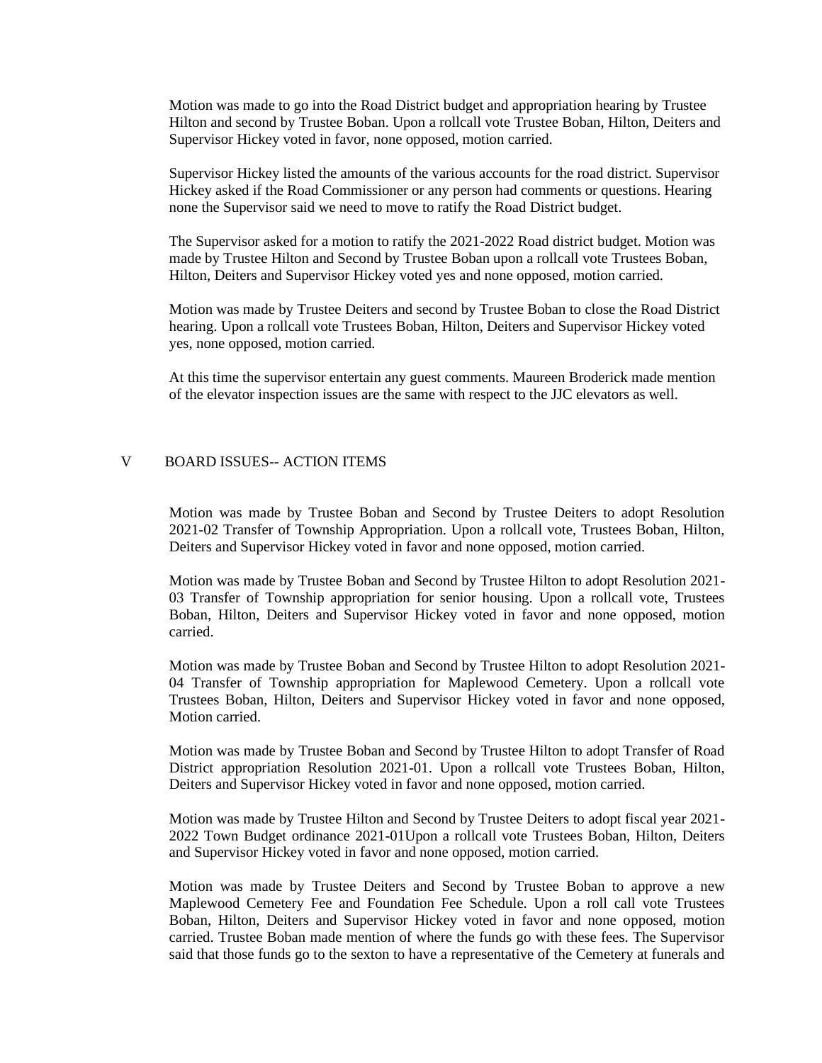Motion was made to go into the Road District budget and appropriation hearing by Trustee Hilton and second by Trustee Boban. Upon a rollcall vote Trustee Boban, Hilton, Deiters and Supervisor Hickey voted in favor, none opposed, motion carried.

Supervisor Hickey listed the amounts of the various accounts for the road district. Supervisor Hickey asked if the Road Commissioner or any person had comments or questions. Hearing none the Supervisor said we need to move to ratify the Road District budget.

The Supervisor asked for a motion to ratify the 2021-2022 Road district budget. Motion was made by Trustee Hilton and Second by Trustee Boban upon a rollcall vote Trustees Boban, Hilton, Deiters and Supervisor Hickey voted yes and none opposed, motion carried.

Motion was made by Trustee Deiters and second by Trustee Boban to close the Road District hearing. Upon a rollcall vote Trustees Boban, Hilton, Deiters and Supervisor Hickey voted yes, none opposed, motion carried.

At this time the supervisor entertain any guest comments. Maureen Broderick made mention of the elevator inspection issues are the same with respect to the JJC elevators as well.

## V BOARD ISSUES-- ACTION ITEMS

Motion was made by Trustee Boban and Second by Trustee Deiters to adopt Resolution 2021-02 Transfer of Township Appropriation. Upon a rollcall vote, Trustees Boban, Hilton, Deiters and Supervisor Hickey voted in favor and none opposed, motion carried.

Motion was made by Trustee Boban and Second by Trustee Hilton to adopt Resolution 2021-03 Transfer of Township appropriation for senior housing. Upon a rollcall vote, Trustees Boban, Hilton, Deiters and Supervisor Hickey voted in favor and none opposed, motion carried.

Motion was made by Trustee Boban and Second by Trustee Hilton to adopt Resolution 2021-04 Transfer of Township appropriation for Maplewood Cemetery. Upon a rollcall vote Trustees Boban, Hilton, Deiters and Supervisor Hickey voted in favor and none opposed, Motion carried.

Motion was made by Trustee Boban and Second by Trustee Hilton to adopt Transfer of Road District appropriation Resolution 2021-01. Upon a rollcall vote Trustees Boban, Hilton, Deiters and Supervisor Hickey voted in favor and none opposed, motion carried.

Motion was made by Trustee Hilton and Second by Trustee Deiters to adopt fiscal year 2021-2022 Town Budget ordinance 2021-01Upon a rollcall vote Trustees Boban, Hilton, Deiters and Supervisor Hickey voted in favor and none opposed, motion carried.

Motion was made by Trustee Deiters and Second by Trustee Boban to approve a new Maplewood Cemetery Fee and Foundation Fee Schedule. Upon a roll call vote Trustees Boban, Hilton, Deiters and Supervisor Hickey voted in favor and none opposed, motion carried. Trustee Boban made mention of where the funds go with these fees. The Supervisor said that those funds go to the sexton to have a representative of the Cemetery at funerals and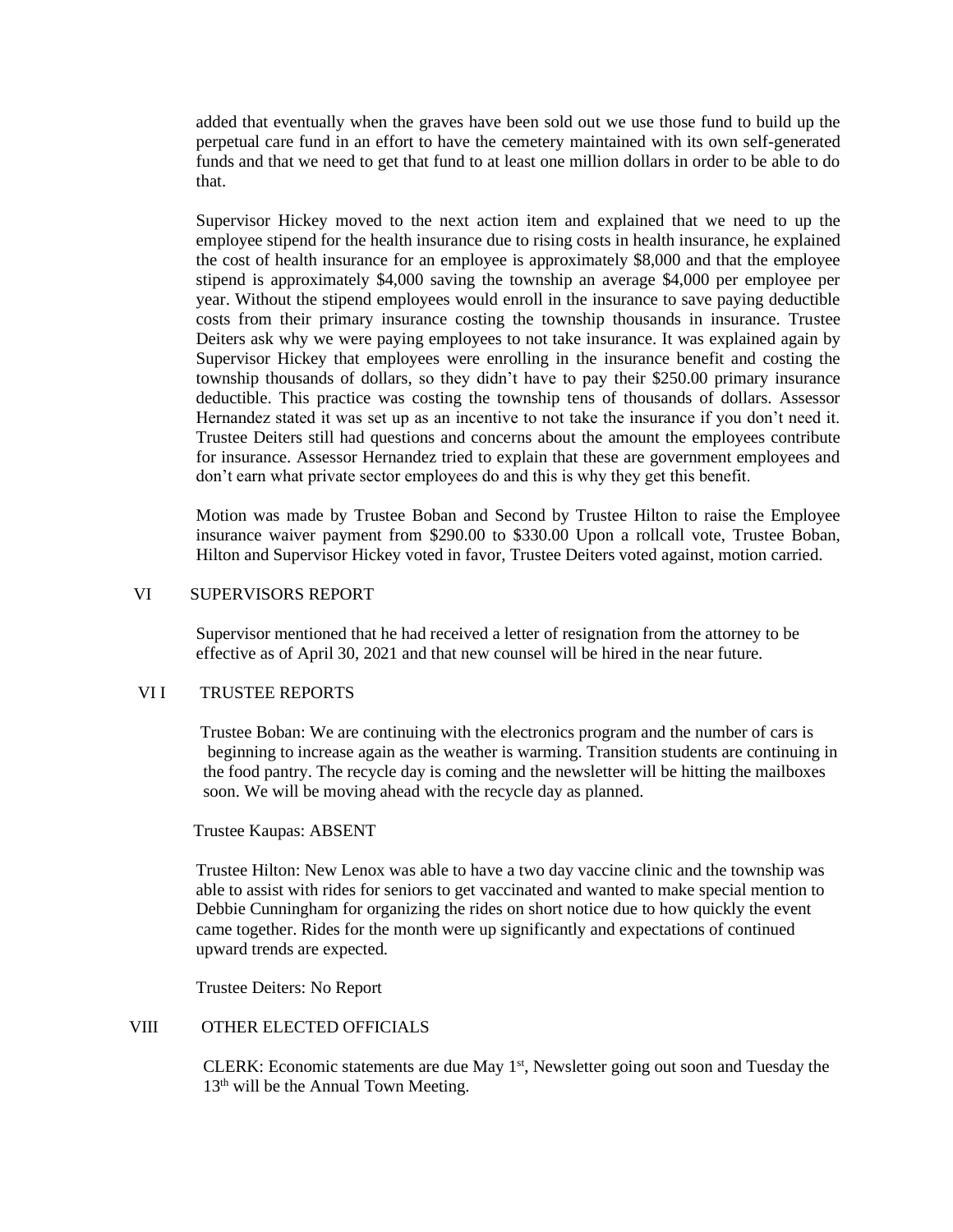added that eventually when the graves have been sold out we use those fund to build up the perpetual care fund in an effort to have the cemetery maintained with its own self-generated funds and that we need to get that fund to at least one million dollars in order to be able to do that.

Supervisor Hickey moved to the next action item and explained that we need to up the employee stipend for the health insurance due to rising costs in health insurance, he explained the cost of health insurance for an employee is approximately $8,000 and that the employee stipend is approximately $4,000 saving the township an average $4,000 per employee per year. Without the stipend employees would enroll in the insurance to save paying deductible costs from their primary insurance costing the township thousands in insurance. Trustee Deiters ask why we were paying employees to not take insurance. It was explained again by Supervisor Hickey that employees were enrolling in the insurance benefit and costing the township thousands of dollars, so they didn't have to pay their $250.00 primary insurance deductible. This practice was costing the township tens of thousands of dollars. Assessor Hernandez stated it was set up as an incentive to not take the insurance if you don't need it. Trustee Deiters still had questions and concerns about the amount the employees contribute for insurance. Assessor Hernandez tried to explain that these are government employees and don't earn what private sector employees do and this is why they get this benefit.

Motion was made by Trustee Boban and Second by Trustee Hilton to raise the Employee insurance waiver payment from $290.00 to $330.00 Upon a rollcall vote, Trustee Boban, Hilton and Supervisor Hickey voted in favor, Trustee Deiters voted against, motion carried.

## VI SUPERVISORS REPORT

Supervisor mentioned that he had received a letter of resignation from the attorney to be effective as of April 30, 2021 and that new counsel will be hired in the near future.

## VI I TRUSTEE REPORTS

Trustee Boban: We are continuing with the electronics program and the number of cars is beginning to increase again as the weather is warming. Transition students are continuing in the food pantry. The recycle day is coming and the newsletter will be hitting the mailboxes soon. We will be moving ahead with the recycle day as planned.

Trustee Kaupas: ABSENT

Trustee Hilton: New Lenox was able to have a two day vaccine clinic and the township was able to assist with rides for seniors to get vaccinated and wanted to make special mention to Debbie Cunningham for organizing the rides on short notice due to how quickly the event came together. Rides for the month were up significantly and expectations of continued upward trends are expected.

Trustee Deiters: No Report

## VIII OTHER ELECTED OFFICIALS

CLERK: Economic statements are due May 1st, Newsletter going out soon and Tuesday the 13th will be the Annual Town Meeting.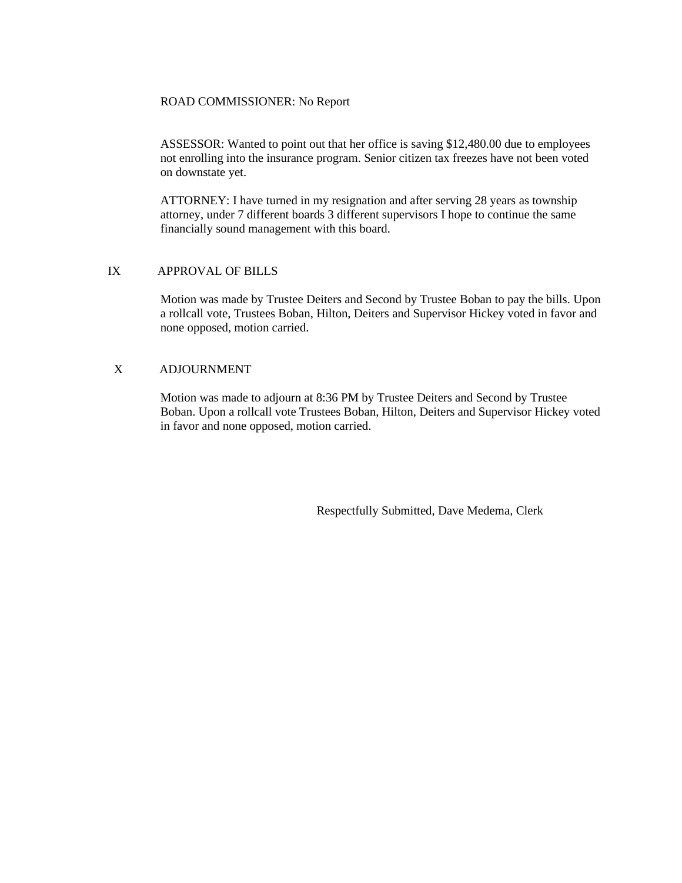ROAD COMMISSIONER: No Report

ASSESSOR: Wanted to point out that her office is saving $12,480.00 due to employees not enrolling into the insurance program. Senior citizen tax freezes have not been voted on downstate yet.

ATTORNEY: I have turned in my resignation and after serving 28 years as township attorney, under 7 different boards 3 different supervisors I hope to continue the same financially sound management with this board.

## IX APPROVAL OF BILLS

Motion was made by Trustee Deiters and Second by Trustee Boban to pay the bills. Upon a rollcall vote, Trustees Boban, Hilton, Deiters and Supervisor Hickey voted in favor and none opposed, motion carried.

## X ADJOURNMENT

Motion was made to adjourn at 8:36 PM by Trustee Deiters and Second by Trustee Boban. Upon a rollcall vote Trustees Boban, Hilton, Deiters and Supervisor Hickey voted in favor and none opposed, motion carried.

Respectfully Submitted, Dave Medema, Clerk